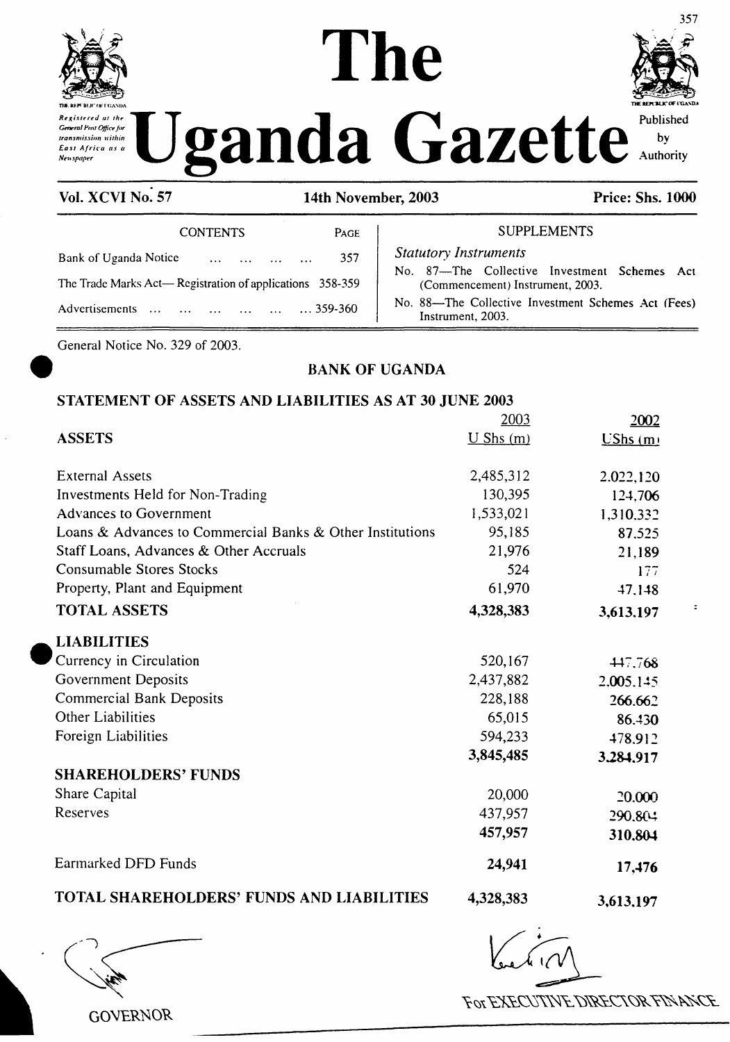# The Uganda Gazette

Registered at the General Post Office for transmission within East Africa as a Newspaper

Published by Authority

**Vol. XCVI No. 57** — **14th November, 2003** — **Price: Shs. 1000**

| CONTENTS | PAGE |
|---|---|
| Bank of Uganda Notice ... ... ... ... | 357 |
| The Trade Marks Act— Registration of applications | 358-359 |
| Advertisements ... ... ... ... ... ... | 359-360 |

SUPPLEMENTS

*Statutory Instruments*

No. 87—The Collective Investment Schemes Act (Commencement) Instrument, 2003.

No. 88—The Collective Investment Schemes Act (Fees) Instrument, 2003.

General Notice No. 329 of 2003.

## BANK OF UGANDA

### STATEMENT OF ASSETS AND LIABILITIES AS AT 30 JUNE 2003

| | 2003 U Shs (m) | 2002 UShs (m) |
|---|---|---|
| **ASSETS** | | |
| External Assets | 2,485,312 | 2,022,120 |
| Investments Held for Non-Trading | 130,395 | 124,706 |
| Advances to Government | 1,533,021 | 1,310,332 |
| Loans & Advances to Commercial Banks & Other Institutions | 95,185 | 87,525 |
| Staff Loans, Advances & Other Accruals | 21,976 | 21,189 |
| Consumable Stores Stocks | 524 | 177 |
| Property, Plant and Equipment | 61,970 | 47,148 |
| **TOTAL ASSETS** | **4,328,383** | **3,613,197** |
| **LIABILITIES** | | |
| Currency in Circulation | 520,167 | 447,768 |
| Government Deposits | 2,437,882 | 2,005,145 |
| Commercial Bank Deposits | 228,188 | 266,662 |
| Other Liabilities | 65,015 | 86,430 |
| Foreign Liabilities | 594,233 | 478,912 |
| | **3,845,485** | **3,284,917** |
| **SHAREHOLDERS' FUNDS** | | |
| Share Capital | 20,000 | 20,000 |
| Reserves | 437,957 | 290,804 |
| | **457,957** | **310,804** |
| Earmarked DFD Funds | **24,941** | **17,476** |
| **TOTAL SHAREHOLDERS' FUNDS AND LIABILITIES** | **4,328,383** | **3,613,197** |

GOVERNOR

For EXECUTIVE DIRECTOR FINANCE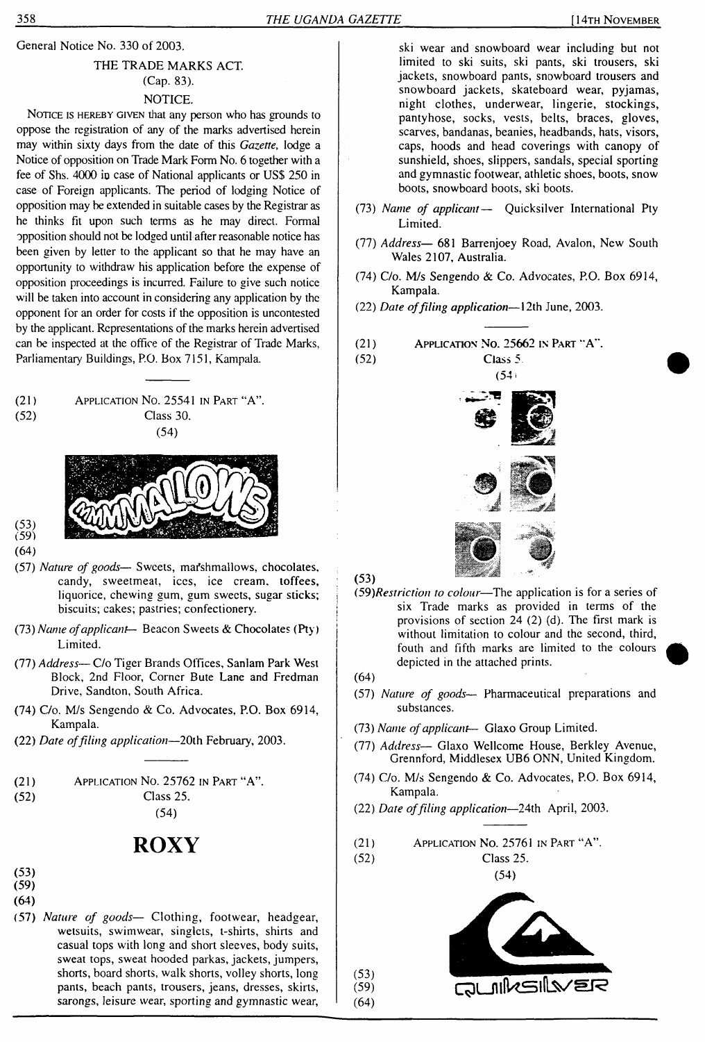General Notice No. 330 of 2003.

THE TRADE MARKS ACT.

(Cap. 83).

NOTICE.

NOTICE IS HEREBY GIVEN that any person who has grounds to oppose the registration of any of the marks advertised herein may within sixty days from the date of this *Gazette,* lodge a Notice of opposition on Trade Mark Form No. 6 together with a fee of Shs. 4000 in case of National applicants or US$ 250 in case of Foreign applicants. The period of lodging Notice of opposition may be extended in suitable cases by the Registrar as he thinks fit upon such terms as he may direct. Formal opposition should not be lodged until after reasonable notice has been given by letter to the applicant so that he may have an opportunity to withdraw his application before the expense of opposition proceedings is incurred. Failure to give such notice will be taken into account in considering any application by the opponent for an order for costs if the opposition is uncontested by the applicant. Representations of the marks herein advertised can be inspected at the office of the Registrar of Trade Marks, Parliamentary Buildings, P.O. Box 7151, Kampala.

---

(21) APPLICATION NO. 25541 IN PART "A".

(52) Class 30.

(54)

(53)

(59)

(64)

(57) *Nature of goods*— Sweets, marshmallows, chocolates, candy, sweetmeat, ices, ice cream, toffees, liquorice, chewing gum, gum sweets, sugar sticks; biscuits; cakes; pastries; confectionery.

(73) *Name of applicant*— Beacon Sweets & Chocolates (Pty) Limited.

(77) *Address*— C/o Tiger Brands Offices, Sanlam Park West Block, 2nd Floor, Corner Bute Lane and Fredman Drive, Sandton, South Africa.

(74) C/o. M/s Sengendo & Co. Advocates, P.O. Box 6914, Kampala.

(22) *Date of filing application*—20th February, 2003.

---

(21) APPLICATION NO. 25762 IN PART "A".

(52) Class 25.

(54)

**ROXY**

(53)

(59)

(64)

(57) *Nature of goods*— Clothing, footwear, headgear, wetsuits, swimwear, singlets, t-shirts, shirts and casual tops with long and short sleeves, body suits, sweat tops, sweat hooded parkas, jackets, jumpers, shorts, board shorts, walk shorts, volley shorts, long pants, beach pants, trousers, jeans, dresses, skirts, sarongs, leisure wear, sporting and gymnastic wear, ski wear and snowboard wear including but not limited to ski suits, ski pants, ski trousers, ski jackets, snowboard pants, snowboard trousers and snowboard jackets, skateboard wear, pyjamas, night clothes, underwear, lingerie, stockings, pantyhose, socks, vests, belts, braces, gloves, scarves, bandanas, beanies, headbands, hats, visors, caps, hoods and head coverings with canopy of sunshield, shoes, slippers, sandals, special sporting and gymnastic footwear, athletic shoes, boots, snow boots, snowboard boots, ski boots.

(73) *Name of applicant*— Quicksilver International Pty Limited.

(77) *Address*— 681 Barrenjoey Road, Avalon, New South Wales 2107, Australia.

(74) C/o. M/s Sengendo & Co. Advocates, P.O. Box 6914, Kampala.

(22) *Date of filing application*—12th June, 2003.

---

(21) APPLICATION NO. 25662 IN PART "A".

(52) Class 5.

(54)

(53)

(59) *Restriction to colour*—The application is for a series of six Trade marks as provided in terms of the provisions of section 24 (2) (d). The first mark is without limitation to colour and the second, third, fouth and fifth marks are limited to the colours depicted in the attached prints.

(64)

(57) *Nature of goods*— Pharmaceutical preparations and substances.

(73) *Name of applicant*— Glaxo Group Limited.

(77) *Address*— Glaxo Wellcome House, Berkley Avenue, Grennford, Middlesex UB6 ONN, United Kingdom.

(74) C/o. M/s Sengendo & Co. Advocates, P.O. Box 6914, Kampala.

(22) *Date of filing application*—24th April, 2003.

---

(21) APPLICATION NO. 25761 IN PART "A".

(52) Class 25.

(54)

(53)

(59)

(64)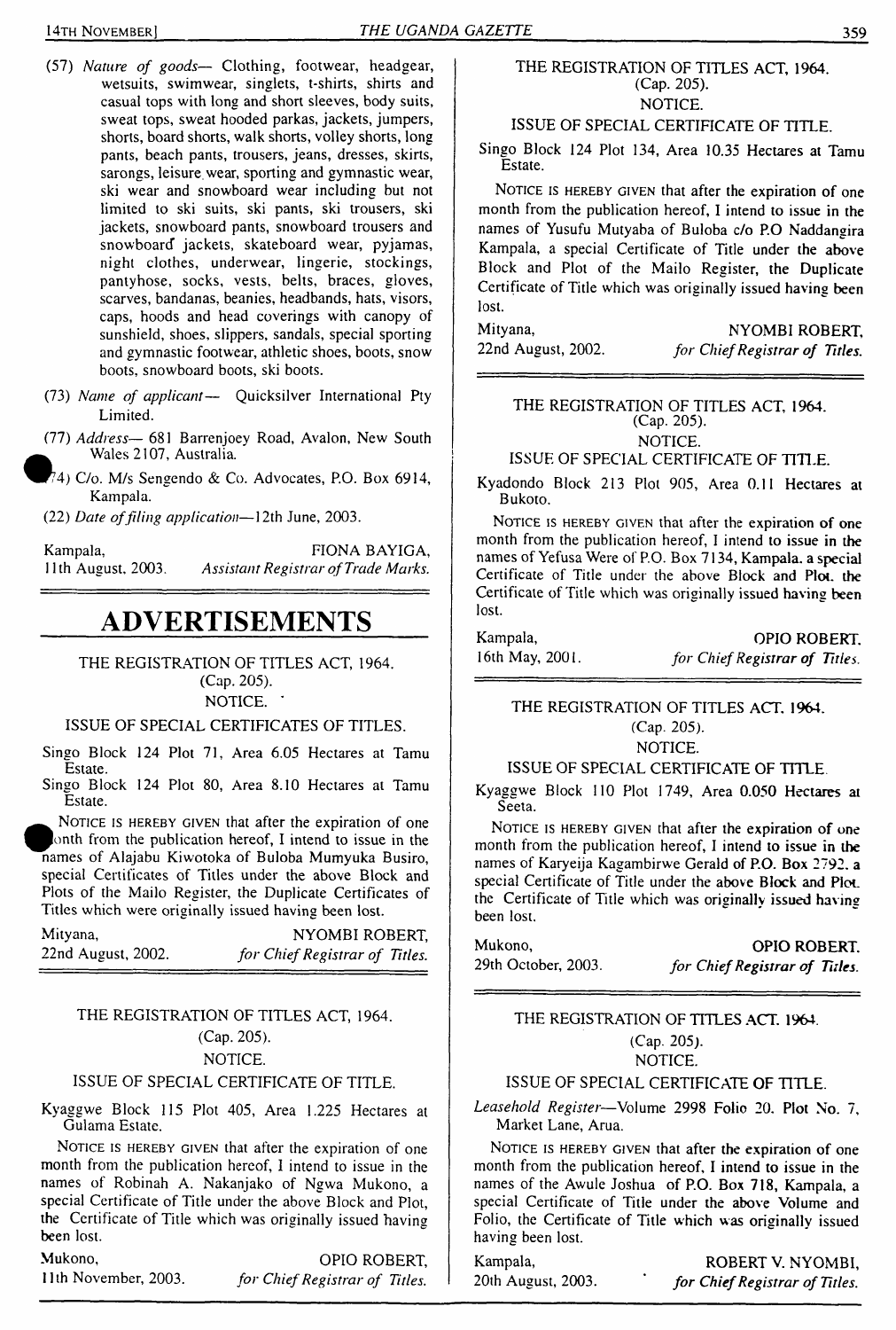(57) *Nature of goods*— Clothing, footwear, headgear, wetsuits, swimwear, singlets, t-shirts, shirts and casual tops with long and short sleeves, body suits, sweat tops, sweat hooded parkas, jackets, jumpers, shorts, board shorts, walk shorts, volley shorts, long pants, beach pants, trousers, jeans, dresses, skirts, sarongs, leisure wear, sporting and gymnastic wear, ski wear and snowboard wear including but not limited to ski suits, ski pants, ski trousers, ski jackets, snowboard pants, snowboard trousers and snowboard jackets, skateboard wear, pyjamas, night clothes, underwear, lingerie, stockings, pantyhose, socks, vests, belts, braces, gloves, scarves, bandanas, beanies, headbands, hats, visors, caps, hoods and head coverings with canopy of sunshield, shoes, slippers, sandals, special sporting and gymnastic footwear, athletic shoes, boots, snow boots, snowboard boots, ski boots.

(73) *Name of applicant*— Quicksilver International Pty Limited.

(77) *Address*— 681 Barrenjoey Road, Avalon, New South Wales 2107, Australia.

(74) C/o. M/s Sengendo & Co. Advocates, P.O. Box 6914, Kampala.

(22) *Date of filing application*—12th June, 2003.

Kampala, 11th August, 2003. FIONA BAYIGA, *Assistant Registrar of Trade Marks.*

# ADVERTISEMENTS

THE REGISTRATION OF TITLES ACT, 1964.
(Cap. 205).
NOTICE.
ISSUE OF SPECIAL CERTIFICATES OF TITLES.

Singo Block 124 Plot 71, Area 6.05 Hectares at Tamu Estate.
Singo Block 124 Plot 80, Area 8.10 Hectares at Tamu Estate.

NOTICE IS HEREBY GIVEN that after the expiration of one month from the publication hereof, I intend to issue in the names of Alajabu Kiwotoka of Buloba Mumyuka Busiro, special Certificates of Titles under the above Block and Plots of the Mailo Register, the Duplicate Certificates of Titles which were originally issued having been lost.

Mityana, 22nd August, 2002. NYOMBI ROBERT, *for Chief Registrar of Titles.*

---

THE REGISTRATION OF TITLES ACT, 1964.
(Cap. 205).
NOTICE.
ISSUE OF SPECIAL CERTIFICATE OF TITLE.

Kyaggwe Block 115 Plot 405, Area 1.225 Hectares at Gulama Estate.

NOTICE IS HEREBY GIVEN that after the expiration of one month from the publication hereof, I intend to issue in the names of Robinah A. Nakanjako of Ngwa Mukono, a special Certificate of Title under the above Block and Plot, the Certificate of Title which was originally issued having been lost.

Mukono, 11th November, 2003. OPIO ROBERT, *for Chief Registrar of Titles.*

---

THE REGISTRATION OF TITLES ACT, 1964.
(Cap. 205).
NOTICE.
ISSUE OF SPECIAL CERTIFICATE OF TITLE.

Singo Block 124 Plot 134, Area 10.35 Hectares at Tamu Estate.

NOTICE IS HEREBY GIVEN that after the expiration of one month from the publication hereof, I intend to issue in the names of Yusufu Mutyaba of Buloba c/o P.O Naddangira Kampala, a special Certificate of Title under the above Block and Plot of the Mailo Register, the Duplicate Certificate of Title which was originally issued having been lost.

Mityana, 22nd August, 2002. NYOMBI ROBERT, *for Chief Registrar of Titles.*

---

THE REGISTRATION OF TITLES ACT, 1964.
(Cap. 205).
NOTICE.
ISSUE OF SPECIAL CERTIFICATE OF TITLE.

Kyadondo Block 213 Plot 905, Area 0.11 Hectares at Bukoto.

NOTICE IS HEREBY GIVEN that after the expiration of one month from the publication hereof, I intend to issue in the names of Yefusa Were of P.O. Box 7134, Kampala. a special Certificate of Title under the above Block and Plot. the Certificate of Title which was originally issued having been lost.

Kampala, 16th May, 2001. OPIO ROBERT. *for Chief Registrar of Titles.*

---

THE REGISTRATION OF TITLES ACT, 1964.
(Cap. 205).
NOTICE.
ISSUE OF SPECIAL CERTIFICATE OF TITLE.

Kyaggwe Block 110 Plot 1749, Area 0.050 Hectares at Seeta.

NOTICE IS HEREBY GIVEN that after the expiration of one month from the publication hereof, I intend to issue in the names of Karyeija Kagambirwe Gerald of P.O. Box 2792, a special Certificate of Title under the above Block and Plot. the Certificate of Title which was originally issued having been lost.

Mukono, 29th October, 2003. OPIO ROBERT. *for Chief Registrar of Titles.*

---

THE REGISTRATION OF TITLES ACT. 1964.
(Cap. 205).
NOTICE.
ISSUE OF SPECIAL CERTIFICATE OF TITLE.

*Leasehold Register*—Volume 2998 Folio 20. Plot No. 7, Market Lane, Arua.

NOTICE IS HEREBY GIVEN that after the expiration of one month from the publication hereof, I intend to issue in the names of the Awule Joshua of P.O. Box 718, Kampala, a special Certificate of Title under the above Volume and Folio, the Certificate of Title which was originally issued having been lost.

Kampala, 20th August, 2003. ROBERT V. NYOMBI, *for Chief Registrar of Titles.*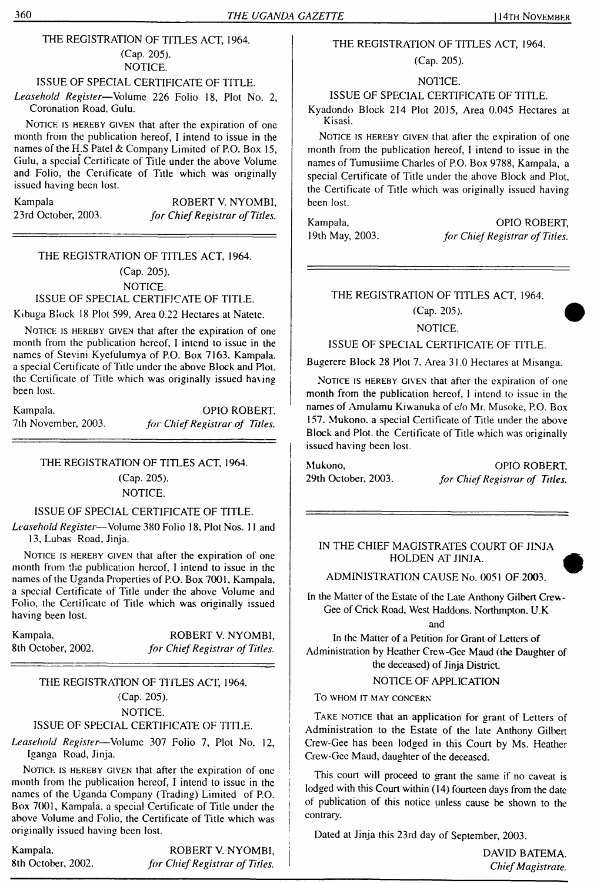THE REGISTRATION OF TITLES ACT, 1964.

(Cap. 205).

NOTICE.

ISSUE OF SPECIAL CERTIFICATE OF TITLE.

*Leasehold Register*—Volume 226 Folio 18, Plot No. 2, Coronation Road, Gulu.

NOTICE IS HEREBY GIVEN that after the expiration of one month from the publication hereof, I intend to issue in the names of the H.S Patel & Company Limited of P.O. Box 15, Gulu, a special Certificate of Title under the above Volume and Folio, the Certificate of Title which was originally issued having been lost.

Kampala, 23rd October, 2003.

ROBERT V. NYOMBI, *for Chief Registrar of Titles.*

---

THE REGISTRATION OF TITLES ACT, 1964.

(Cap. 205).

NOTICE.

ISSUE OF SPECIAL CERTIFICATE OF TITLE.

Kibuga Block 18 Plot 599, Area 0.22 Hectares at Natete.

NOTICE IS HEREBY GIVEN that after the expiration of one month from the publication hereof, I intend to issue in the names of Stevini Kyefulumya of P.O. Box 7163, Kampala, a special Certificate of Title under the above Block and Plot, the Certificate of Title which was originally issued having been lost.

Kampala, 7th November, 2003.

OPIO ROBERT, *for Chief Registrar of Titles.*

---

THE REGISTRATION OF TITLES ACT, 1964.

(Cap. 205).

NOTICE.

ISSUE OF SPECIAL CERTIFICATE OF TITLE.

*Leasehold Register*—Volume 380 Folio 18, Plot Nos. 11 and 13, Lubas Road, Jinja.

NOTICE IS HEREBY GIVEN that after the expiration of one month from the publication hereof, I intend to issue in the names of the Uganda Properties of P.O. Box 7001, Kampala, a special Certificate of Title under the above Volume and Folio, the Certificate of Title which was originally issued having been lost.

Kampala, 8th October, 2002.

ROBERT V. NYOMBI, *for Chief Registrar of Titles.*

---

THE REGISTRATION OF TITLES ACT, 1964.

(Cap. 205).

NOTICE.

ISSUE OF SPECIAL CERTIFICATE OF TITLE.

*Leasehold Register*—Volume 307 Folio 7, Plot No. 12, Iganga Road, Jinja.

NOTICE IS HEREBY GIVEN that after the expiration of one month from the publication hereof, I intend to issue in the names of the Uganda Company (Trading) Limited of P.O. Box 7001, Kampala, a special Certificate of Title under the above Volume and Folio, the Certificate of Title which was originally issued having been lost.

Kampala, 8th October, 2002.

ROBERT V. NYOMBI, *for Chief Registrar of Titles.*

---

THE REGISTRATION OF TITLES ACT, 1964.

(Cap. 205).

NOTICE.

ISSUE OF SPECIAL CERTIFICATE OF TITLE.

Kyadondo Block 214 Plot 2015, Area 0.045 Hectares at Kisasi.

NOTICE IS HEREBY GIVEN that after the expiration of one month from the publication hereof, I intend to issue in the names of Tumusiime Charles of P.O. Box 9788, Kampala, a special Certificate of Title under the above Block and Plot, the Certificate of Title which was originally issued having been lost.

Kampala, 19th May, 2003.

OPIO ROBERT, *for Chief Registrar of Titles.*

---

THE REGISTRATION OF TITLES ACT, 1964.

(Cap. 205).

NOTICE.

ISSUE OF SPECIAL CERTIFICATE OF TITLE.

Bugerere Block 28 Plot 7, Area 31.0 Hectares at Misanga.

NOTICE IS HEREBY GIVEN that after the expiration of one month from the publication hereof, I intend to issue in the names of Amulamu Kiwanuka of c/o Mr. Musoke, P.O. Box 157, Mukono, a special Certificate of Title under the above Block and Plot, the Certificate of Title which was originally issued having been lost.

Mukono, 29th October, 2003.

OPIO ROBERT, *for Chief Registrar of Titles.*

---

IN THE CHIEF MAGISTRATES COURT OF JINJA HOLDEN AT JINJA.

ADMINISTRATION CAUSE No. 0051 OF 2003.

In the Matter of the Estate of the Late Anthony Gilbert Crew-Gee of Crick Road, West Haddons, Northmpton, U.K

and

In the Matter of a Petition for Grant of Letters of Administration by Heather Crew-Gee Maud (the Daughter of the deceased) of Jinja District.

NOTICE OF APPLICATION

TO WHOM IT MAY CONCERN

TAKE NOTICE that an application for grant of Letters of Administration to the Estate of the late Anthony Gilbert Crew-Gee has been lodged in this Court by Ms. Heather Crew-Gee Maud, daughter of the deceased.

This court will proceed to grant the same if no caveat is lodged with this Court within (14) fourteen days from the date of publication of this notice unless cause be shown to the contrary.

Dated at Jinja this 23rd day of September, 2003.

DAVID BATEMA, *Chief Magistrate.*